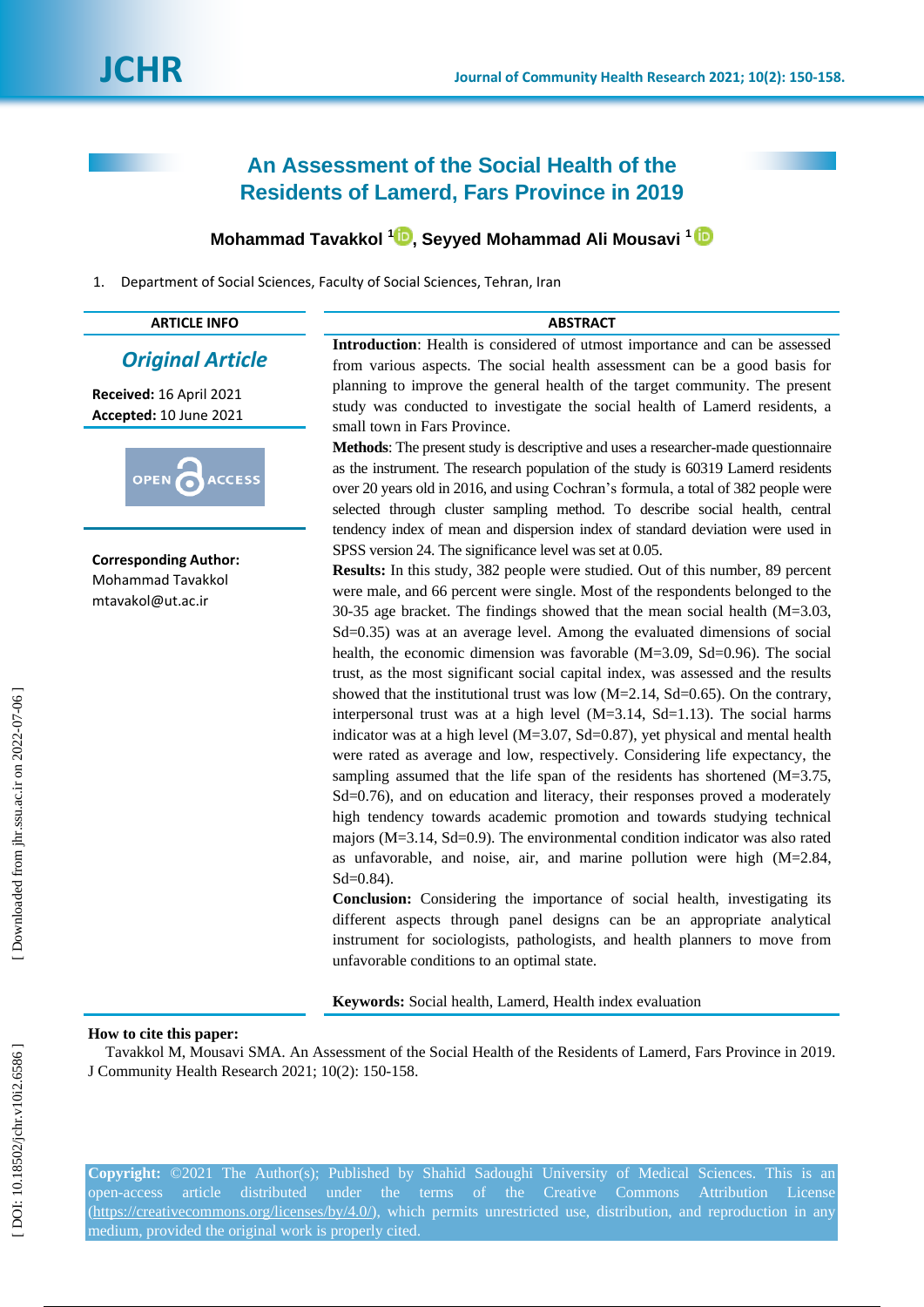# An Assessment of the Social Health of the Residents of Lamerd, Fars Province in 2019

**Mohammad Tavakkol [1], Seyyed Mohammad Ali Mousavi [1]**

1. Department of Social Sciences, Faculty of Social Sciences, Tehran, Iran

**ARTICLE INFO**

*Original Article*

**Received:** 16 April 2021
**Accepted:** 10 June 2021

OPEN ACCESS

**Corresponding Author:**
Mohammad Tavakkol
mtavakol@ut.ac.ir

## ABSTRACT

**Introduction**: Health is considered of utmost importance and can be assessed from various aspects. The social health assessment can be a good basis for planning to improve the general health of the target community. The present study was conducted to investigate the social health of Lamerd residents, a small town in Fars Province.

**Methods**: The present study is descriptive and uses a researcher-made questionnaire as the instrument. The research population of the study is 60319 Lamerd residents over 20 years old in 2016, and using Cochran's formula, a total of 382 people were selected through cluster sampling method. To describe social health, central tendency index of mean and dispersion index of standard deviation were used in SPSS version 24. The significance level was set at 0.05.

**Results:** In this study, 382 people were studied. Out of this number, 89 percent were male, and 66 percent were single. Most of the respondents belonged to the 30-35 age bracket. The findings showed that the mean social health (M=3.03, Sd=0.35) was at an average level. Among the evaluated dimensions of social health, the economic dimension was favorable (M=3.09, Sd=0.96). The social trust, as the most significant social capital index, was assessed and the results showed that the institutional trust was low (M=2.14, Sd=0.65). On the contrary, interpersonal trust was at a high level (M=3.14, Sd=1.13). The social harms indicator was at a high level (M=3.07, Sd=0.87), yet physical and mental health were rated as average and low, respectively. Considering life expectancy, the sampling assumed that the life span of the residents has shortened (M=3.75, Sd=0.76), and on education and literacy, their responses proved a moderately high tendency towards academic promotion and towards studying technical majors (M=3.14, Sd=0.9). The environmental condition indicator was also rated as unfavorable, and noise, air, and marine pollution were high (M=2.84, Sd=0.84).

**Conclusion:** Considering the importance of social health, investigating its different aspects through panel designs can be an appropriate analytical instrument for sociologists, pathologists, and health planners to move from unfavorable conditions to an optimal state.

**Keywords:** Social health, Lamerd, Health index evaluation

**How to cite this paper:**
Tavakkol M, Mousavi SMA. An Assessment of the Social Health of the Residents of Lamerd, Fars Province in 2019. J Community Health Research 2021; 10(2): 150-158.

**Copyright:** ©2021 The Author(s); Published by Shahid Sadoughi University of Medical Sciences. This is an open-access article distributed under the terms of the Creative Commons Attribution License (https://creativecommons.org/licenses/by/4.0/), which permits unrestricted use, distribution, and reproduction in any medium, provided the original work is properly cited.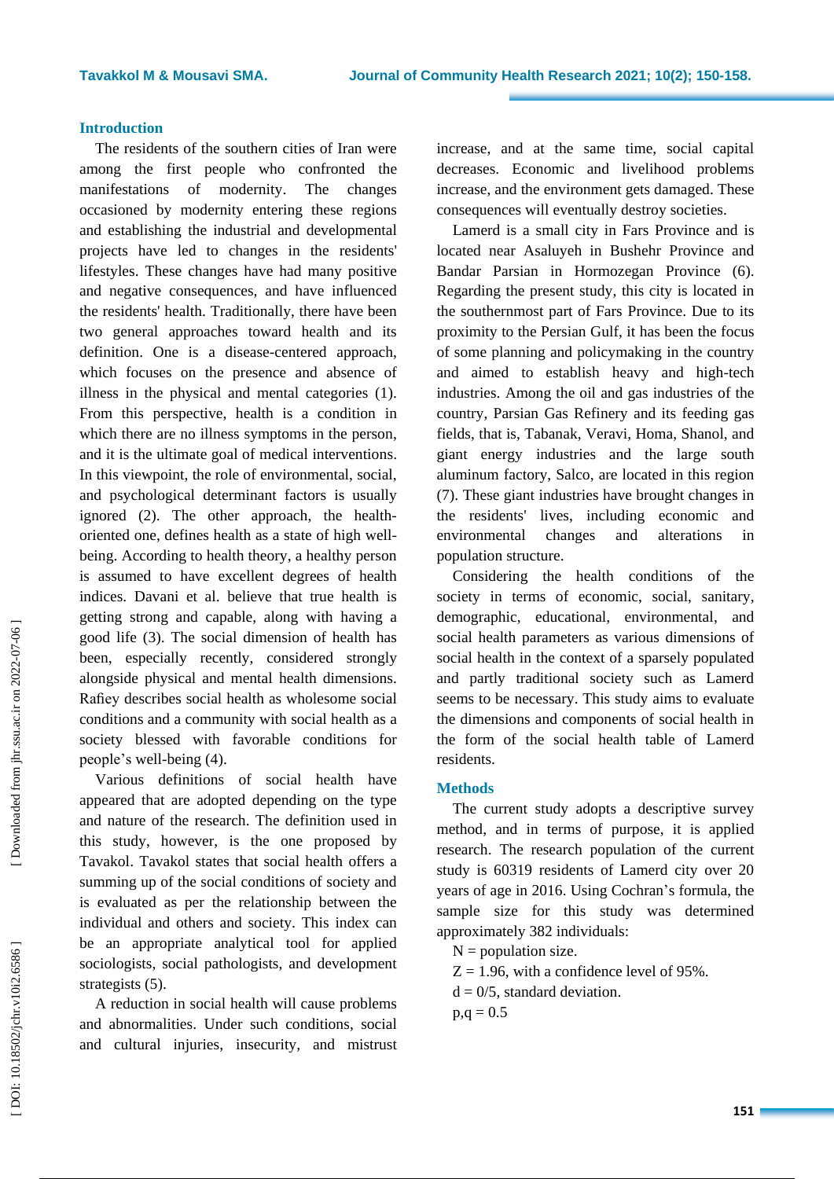## Introduction

The residents of the southern cities of Iran were among the first people who confronted the manifestations of modernity. The changes occasioned by modernity entering these regions and establishing the industrial and developmental projects have led to changes in the residents' lifestyles. These changes have had many positive and negative consequences, and have influenced the residents' health. Traditionally, there have been two general approaches toward health and its definition. One is a disease-centered approach, which focuses on the presence and absence of illness in the physical and mental categories (1). From this perspective, health is a condition in which there are no illness symptoms in the person, and it is the ultimate goal of medical interventions. In this viewpoint, the role of environmental, social, and psychological determinant factors is usually ignored (2). The other approach, the health-oriented one, defines health as a state of high well-being. According to health theory, a healthy person is assumed to have excellent degrees of health indices. Davani et al. believe that true health is getting strong and capable, along with having a good life (3). The social dimension of health has been, especially recently, considered strongly alongside physical and mental health dimensions. Rafiey describes social health as wholesome social conditions and a community with social health as a society blessed with favorable conditions for people's well-being (4).

Various definitions of social health have appeared that are adopted depending on the type and nature of the research. The definition used in this study, however, is the one proposed by Tavakol. Tavakol states that social health offers a summing up of the social conditions of society and is evaluated as per the relationship between the individual and others and society. This index can be an appropriate analytical tool for applied sociologists, social pathologists, and development strategists (5).

A reduction in social health will cause problems and abnormalities. Under such conditions, social and cultural injuries, insecurity, and mistrust increase, and at the same time, social capital decreases. Economic and livelihood problems increase, and the environment gets damaged. These consequences will eventually destroy societies.

Lamerd is a small city in Fars Province and is located near Asaluyeh in Bushehr Province and Bandar Parsian in Hormozegan Province (6). Regarding the present study, this city is located in the southernmost part of Fars Province. Due to its proximity to the Persian Gulf, it has been the focus of some planning and policymaking in the country and aimed to establish heavy and high-tech industries. Among the oil and gas industries of the country, Parsian Gas Refinery and its feeding gas fields, that is, Tabanak, Veravi, Homa, Shanol, and giant energy industries and the large south aluminum factory, Salco, are located in this region (7). These giant industries have brought changes in the residents' lives, including economic and environmental changes and alterations in population structure.

Considering the health conditions of the society in terms of economic, social, sanitary, demographic, educational, environmental, and social health parameters as various dimensions of social health in the context of a sparsely populated and partly traditional society such as Lamerd seems to be necessary. This study aims to evaluate the dimensions and components of social health in the form of the social health table of Lamerd residents.

## Methods

The current study adopts a descriptive survey method, and in terms of purpose, it is applied research. The research population of the current study is 60319 residents of Lamerd city over 20 years of age in 2016. Using Cochran's formula, the sample size for this study was determined approximately 382 individuals:

N = population size.

Z = 1.96, with a confidence level of 95%.

d = 0/5, standard deviation.

p,q = 0.5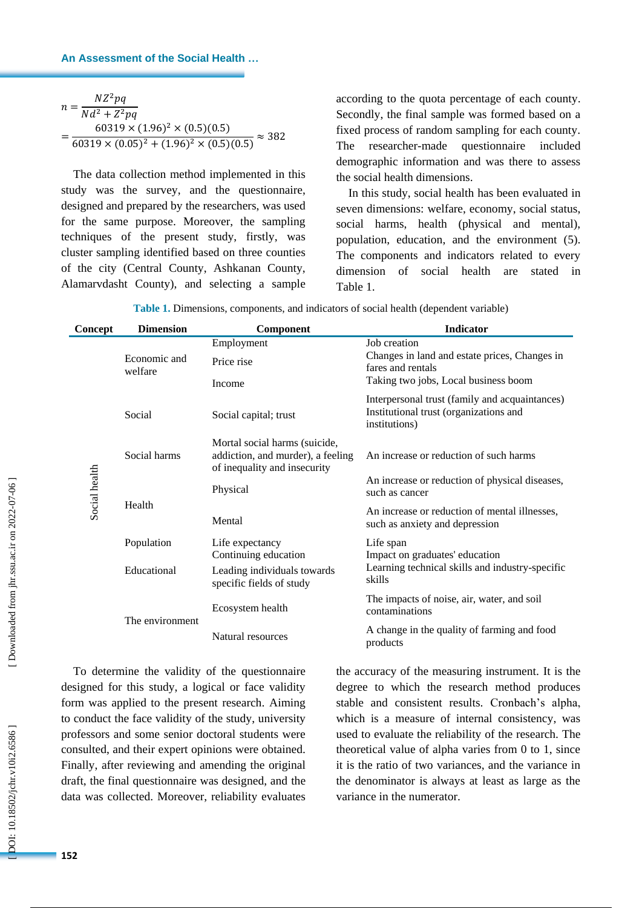$$n = \frac{NZ^2pq}{Nd^2 + Z^2pq} = \frac{60319 \times (1.96)^2 \times (0.5)(0.5)}{60319 \times (0.05)^2 + (1.96)^2 \times (0.5)(0.5)} \approx 382$$

The data collection method implemented in this study was the survey, and the questionnaire, designed and prepared by the researchers, was used for the same purpose. Moreover, the sampling techniques of the present study, firstly, was cluster sampling identified based on three counties of the city (Central County, Ashkanan County, Alamarvdasht County), and selecting a sample according to the quota percentage of each county. Secondly, the final sample was formed based on a fixed process of random sampling for each county. The researcher-made questionnaire included demographic information and was there to assess the social health dimensions.

In this study, social health has been evaluated in seven dimensions: welfare, economy, social status, social harms, health (physical and mental), population, education, and the environment (5). The components and indicators related to every dimension of social health are stated in Table 1.

**Table 1.** Dimensions, components, and indicators of social health (dependent variable)

| Concept | Dimension | Component | Indicator |
|---|---|---|---|
| Social health | Economic and welfare | Employment | Job creation |
| | | Price rise | Changes in land and estate prices, Changes in fares and rentals |
| | | Income | Taking two jobs, Local business boom |
| | Social | Social capital; trust | Interpersonal trust (family and acquaintances) Institutional trust (organizations and institutions) |
| | Social harms | Mortal social harms (suicide, addiction, and murder), a feeling of inequality and insecurity | An increase or reduction of such harms |
| | Health | Physical | An increase or reduction of physical diseases, such as cancer |
| | | Mental | An increase or reduction of mental illnesses, such as anxiety and depression |
| | Population | Life expectancy | Life span |
| | Educational | Continuing education | Impact on graduates' education |
| | | Leading individuals towards specific fields of study | Learning technical skills and industry-specific skills |
| | The environment | Ecosystem health | The impacts of noise, air, water, and soil contaminations |
| | | Natural resources | A change in the quality of farming and food products |

To determine the validity of the questionnaire designed for this study, a logical or face validity form was applied to the present research. Aiming to conduct the face validity of the study, university professors and some senior doctoral students were consulted, and their expert opinions were obtained. Finally, after reviewing and amending the original draft, the final questionnaire was designed, and the data was collected. Moreover, reliability evaluates the accuracy of the measuring instrument. It is the degree to which the research method produces stable and consistent results. Cronbach's alpha, which is a measure of internal consistency, was used to evaluate the reliability of the research. The theoretical value of alpha varies from 0 to 1, since it is the ratio of two variances, and the variance in the denominator is always at least as large as the variance in the numerator.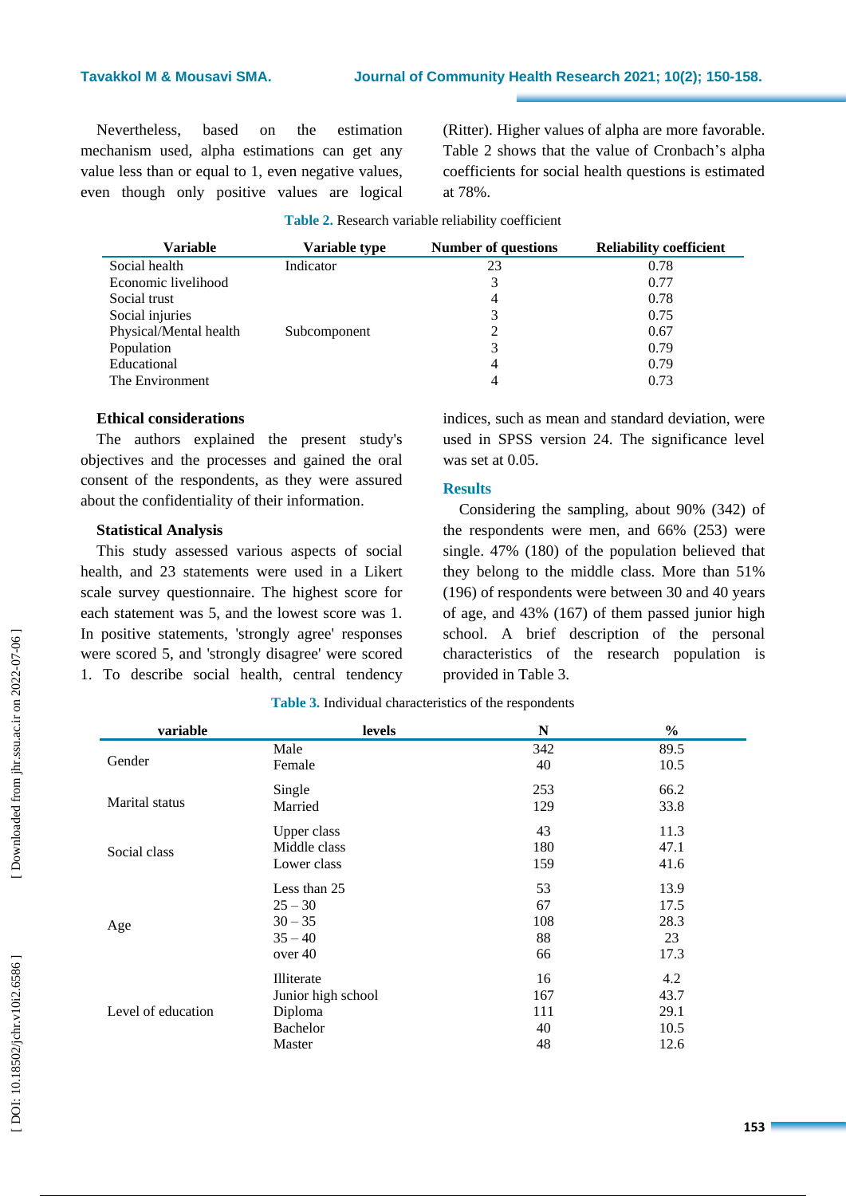Nevertheless, based on the estimation mechanism used, alpha estimations can get any value less than or equal to 1, even negative values, even though only positive values are logical (Ritter). Higher values of alpha are more favorable. Table 2 shows that the value of Cronbach's alpha coefficients for social health questions is estimated at 78%.

**Table 2.** Research variable reliability coefficient

| Variable | Variable type | Number of questions | Reliability coefficient |
|---|---|---|---|
| Social health | Indicator | 23 | 0.78 |
| Economic livelihood | | 3 | 0.77 |
| Social trust | | 4 | 0.78 |
| Social injuries | | 3 | 0.75 |
| Physical/Mental health | Subcomponent | 2 | 0.67 |
| Population | | 3 | 0.79 |
| Educational | | 4 | 0.79 |
| The Environment | | 4 | 0.73 |

### Ethical considerations

The authors explained the present study's objectives and the processes and gained the oral consent of the respondents, as they were assured about the confidentiality of their information.

### Statistical Analysis

This study assessed various aspects of social health, and 23 statements were used in a Likert scale survey questionnaire. The highest score for each statement was 5, and the lowest score was 1. In positive statements, 'strongly agree' responses were scored 5, and 'strongly disagree' were scored 1. To describe social health, central tendency indices, such as mean and standard deviation, were used in SPSS version 24. The significance level was set at 0.05.

## Results

Considering the sampling, about 90% (342) of the respondents were men, and 66% (253) were single. 47% (180) of the population believed that they belong to the middle class. More than 51% (196) of respondents were between 30 and 40 years of age, and 43% (167) of them passed junior high school. A brief description of the personal characteristics of the research population is provided in Table 3.

**Table 3.** Individual characteristics of the respondents

| variable | levels | N | % |
|---|---|---|---|
| Gender | Male | 342 | 89.5 |
| | Female | 40 | 10.5 |
| Marital status | Single | 253 | 66.2 |
| | Married | 129 | 33.8 |
| Social class | Upper class | 43 | 11.3 |
| | Middle class | 180 | 47.1 |
| | Lower class | 159 | 41.6 |
| Age | Less than 25 | 53 | 13.9 |
| | 25 – 30 | 67 | 17.5 |
| | 30 – 35 | 108 | 28.3 |
| | 35 – 40 | 88 | 23 |
| | over 40 | 66 | 17.3 |
| Level of education | Illiterate | 16 | 4.2 |
| | Junior high school | 167 | 43.7 |
| | Diploma | 111 | 29.1 |
| | Bachelor | 40 | 10.5 |
| | Master | 48 | 12.6 |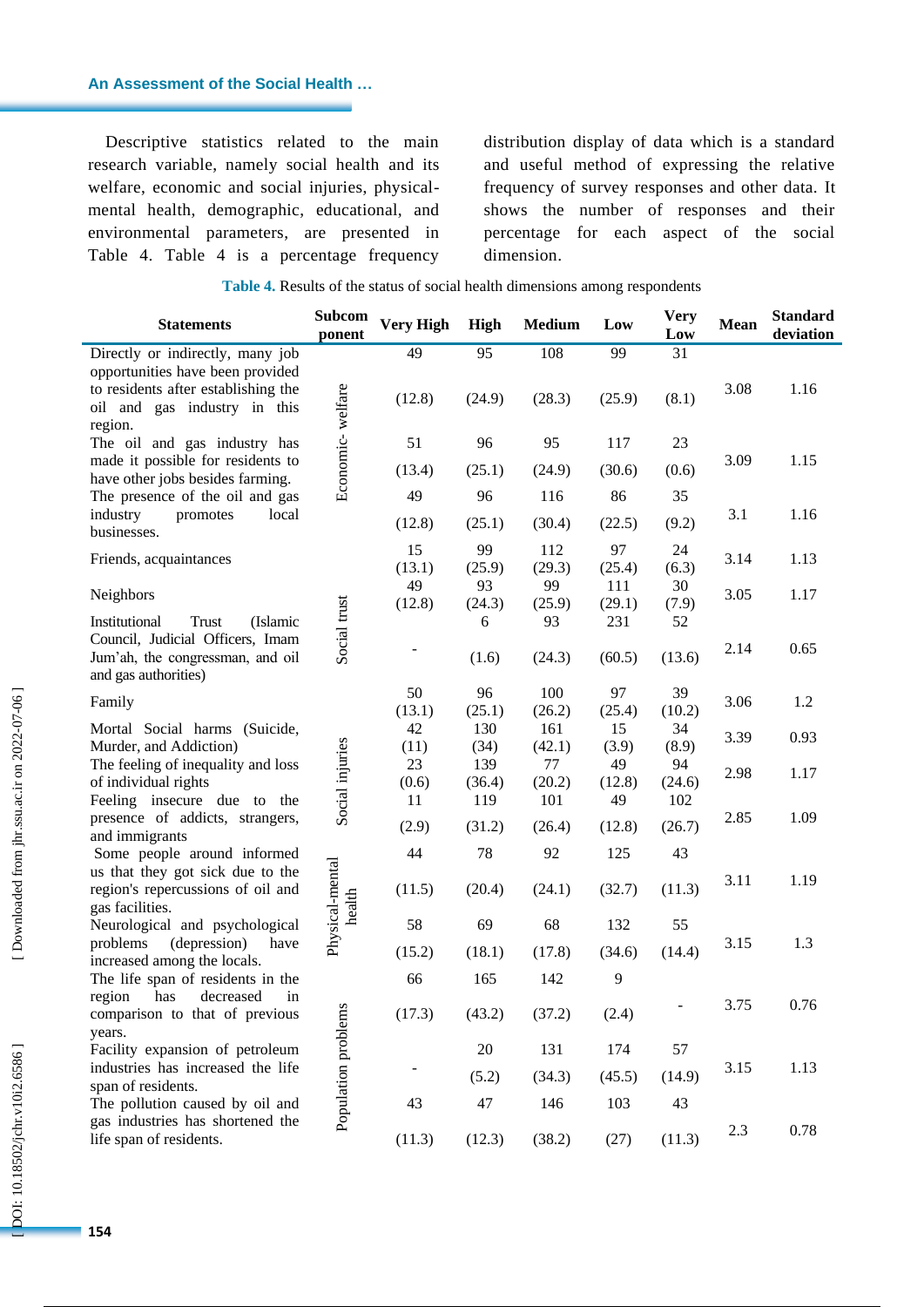Descriptive statistics related to the main research variable, namely social health and its welfare, economic and social injuries, physical-mental health, demographic, educational, and environmental parameters, are presented in Table 4. Table 4 is a percentage frequency distribution display of data which is a standard and useful method of expressing the relative frequency of survey responses and other data. It shows the number of responses and their percentage for each aspect of the social dimension.

**Table 4.** Results of the status of social health dimensions among respondents

| Statements | Subcomponent | Very High | High | Medium | Low | Very Low | Mean | Standard deviation |
|---|---|---|---|---|---|---|---|---|
| Directly or indirectly, many job opportunities have been provided to residents after establishing the oil and gas industry in this region. | Economic- welfare | 49 (12.8) | 95 (24.9) | 108 (28.3) | 99 (25.9) | 31 (8.1) | 3.08 | 1.16 |
| The oil and gas industry has made it possible for residents to have other jobs besides farming. | Economic- welfare | 51 (13.4) | 96 (25.1) | 95 (24.9) | 117 (30.6) | 23 (0.6) | 3.09 | 1.15 |
| The presence of the oil and gas industry promotes local businesses. | Economic- welfare | 49 (12.8) | 96 (25.1) | 116 (30.4) | 86 (22.5) | 35 (9.2) | 3.1 | 1.16 |
| Friends, acquaintances | Social trust | 15 (13.1) | 99 (25.9) | 112 (29.3) | 97 (25.4) | 24 (6.3) | 3.14 | 1.13 |
| Neighbors | Social trust | 49 (12.8) | 93 (24.3) | 99 (25.9) | 111 (29.1) | 30 (7.9) | 3.05 | 1.17 |
| Institutional Trust (Islamic Council, Judicial Officers, Imam Jum'ah, the congressman, and oil and gas authorities) | Social trust | - | 6 (1.6) | 93 (24.3) | 231 (60.5) | 52 (13.6) | 2.14 | 0.65 |
| Family | Social trust | 50 (13.1) | 96 (25.1) | 100 (26.2) | 97 (25.4) | 39 (10.2) | 3.06 | 1.2 |
| Mortal Social harms (Suicide, Murder, and Addiction) | Social injuries | 42 (11) | 130 (34) | 161 (42.1) | 15 (3.9) | 34 (8.9) | 3.39 | 0.93 |
| The feeling of inequality and loss of individual rights | Social injuries | 23 (0.6) | 139 (36.4) | 77 (20.2) | 49 (12.8) | 94 (24.6) | 2.98 | 1.17 |
| Feeling insecure due to the presence of addicts, strangers, and immigrants | Social injuries | 11 (2.9) | 119 (31.2) | 101 (26.4) | 49 (12.8) | 102 (26.7) | 2.85 | 1.09 |
| Some people around informed us that they got sick due to the region's repercussions of oil and gas facilities. | Physical-mental health | 44 (11.5) | 78 (20.4) | 92 (24.1) | 125 (32.7) | 43 (11.3) | 3.11 | 1.19 |
| Neurological and psychological problems (depression) have increased among the locals. | Physical-mental health | 58 (15.2) | 69 (18.1) | 68 (17.8) | 132 (34.6) | 55 (14.4) | 3.15 | 1.3 |
| The life span of residents in the region has decreased in comparison to that of previous years. | Population problems | 66 (17.3) | 165 (43.2) | 142 (37.2) | 9 (2.4) | - | 3.75 | 0.76 |
| Facility expansion of petroleum industries has increased the life span of residents. | Population problems | - | 20 (5.2) | 131 (34.3) | 174 (45.5) | 57 (14.9) | 3.15 | 1.13 |
| The pollution caused by oil and gas industries has shortened the life span of residents. | Population problems | 43 (11.3) | 47 (12.3) | 146 (38.2) | 103 (27) | 43 (11.3) | 2.3 | 0.78 |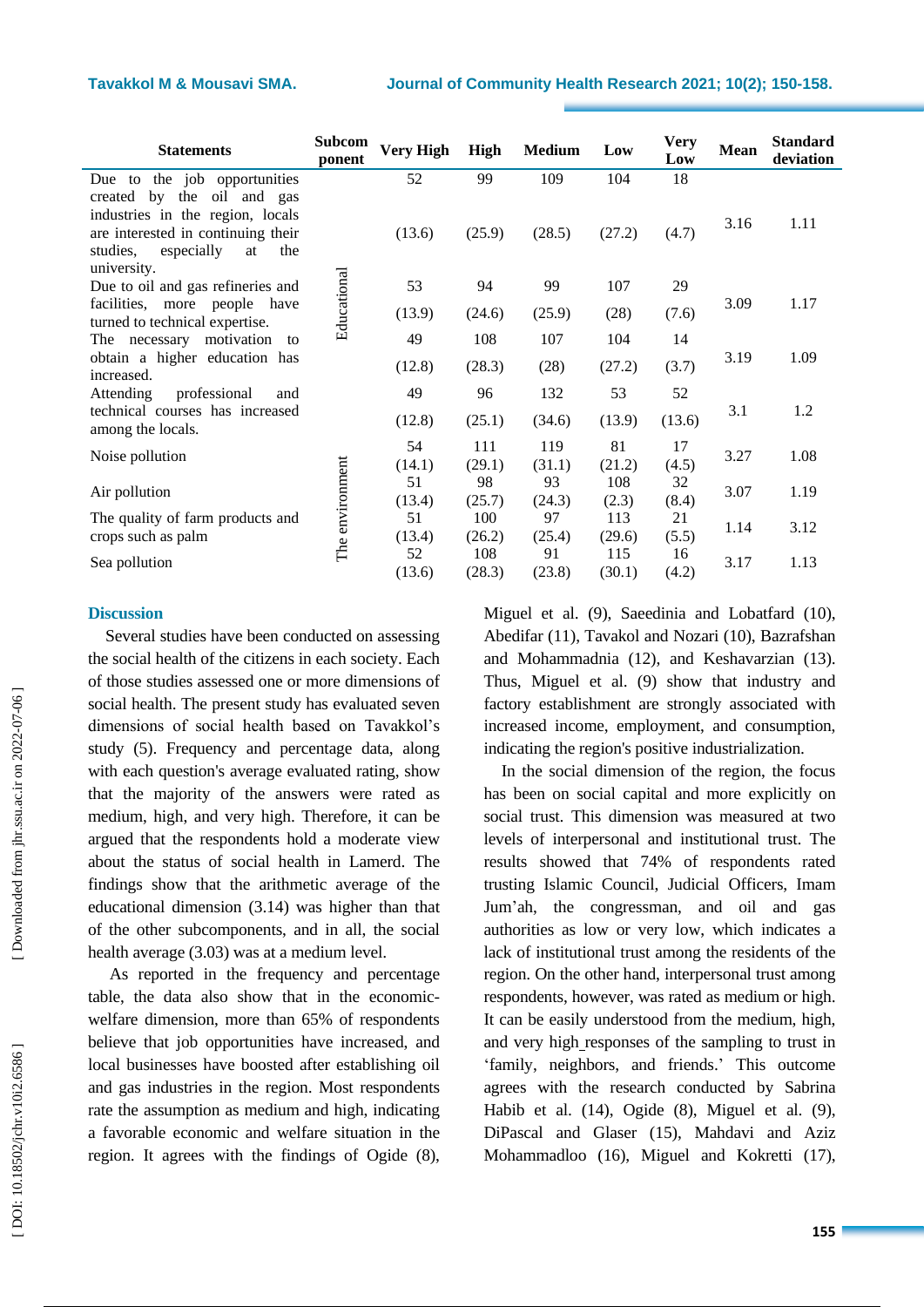| Statements | Subcomponent | Very High | High | Medium | Low | Very Low | Mean | Standard deviation |
|---|---|---|---|---|---|---|---|---|
| Due to the job opportunities created by the oil and gas industries in the region, locals are interested in continuing their studies, especially at the university. | Educational | 52 (13.6) | 99 (25.9) | 109 (28.5) | 104 (27.2) | 18 (4.7) | 3.16 | 1.11 |
| Due to oil and gas refineries and facilities, more people have turned to technical expertise. | | 53 (13.9) | 94 (24.6) | 99 (25.9) | 107 (28) | 29 (7.6) | 3.09 | 1.17 |
| The necessary motivation to obtain a higher education has increased. | | 49 (12.8) | 108 (28.3) | 107 (28) | 104 (27.2) | 14 (3.7) | 3.19 | 1.09 |
| Attending professional and technical courses has increased among the locals. | | 49 (12.8) | 96 (25.1) | 132 (34.6) | 53 (13.9) | 52 (13.6) | 3.1 | 1.2 |
| Noise pollution | The environment | 54 (14.1) | 111 (29.1) | 119 (31.1) | 81 (21.2) | 17 (4.5) | 3.27 | 1.08 |
| Air pollution | | 51 (13.4) | 98 (25.7) | 93 (24.3) | 108 (2.3) | 32 (8.4) | 3.07 | 1.19 |
| The quality of farm products and crops such as palm | | 51 (13.4) | 100 (26.2) | 97 (25.4) | 113 (29.6) | 21 (5.5) | 1.14 | 3.12 |
| Sea pollution | | 52 (13.6) | 108 (28.3) | 91 (23.8) | 115 (30.1) | 16 (4.2) | 3.17 | 1.13 |

## Discussion

Several studies have been conducted on assessing the social health of the citizens in each society. Each of those studies assessed one or more dimensions of social health. The present study has evaluated seven dimensions of social health based on Tavakkol's study (5). Frequency and percentage data, along with each question's average evaluated rating, show that the majority of the answers were rated as medium, high, and very high. Therefore, it can be argued that the respondents hold a moderate view about the status of social health in Lamerd. The findings show that the arithmetic average of the educational dimension (3.14) was higher than that of the other subcomponents, and in all, the social health average (3.03) was at a medium level.

As reported in the frequency and percentage table, the data also show that in the economic-welfare dimension, more than 65% of respondents believe that job opportunities have increased, and local businesses have boosted after establishing oil and gas industries in the region. Most respondents rate the assumption as medium and high, indicating a favorable economic and welfare situation in the region. It agrees with the findings of Ogide (8), Miguel et al. (9), Saeedinia and Lobatfard (10), Abedifar (11), Tavakol and Nozari (10), Bazrafshan and Mohammadnia (12), and Keshavarzian (13). Thus, Miguel et al. (9) show that industry and factory establishment are strongly associated with increased income, employment, and consumption, indicating the region's positive industrialization.

In the social dimension of the region, the focus has been on social capital and more explicitly on social trust. This dimension was measured at two levels of interpersonal and institutional trust. The results showed that 74% of respondents rated trusting Islamic Council, Judicial Officers, Imam Jum'ah, the congressman, and oil and gas authorities as low or very low, which indicates a lack of institutional trust among the residents of the region. On the other hand, interpersonal trust among respondents, however, was rated as medium or high. It can be easily understood from the medium, high, and very high responses of the sampling to trust in 'family, neighbors, and friends.' This outcome agrees with the research conducted by Sabrina Habib et al. (14), Ogide (8), Miguel et al. (9), DiPascal and Glaser (15), Mahdavi and Aziz Mohammadloo (16), Miguel and Kokretti (17),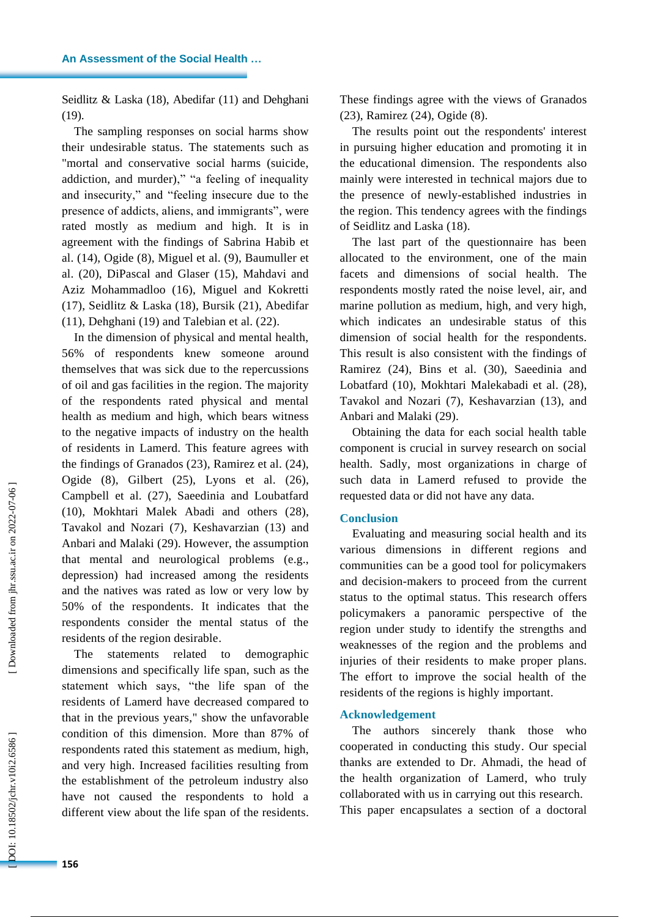Seidlitz & Laska (18), Abedifar (11) and Dehghani (19).

The sampling responses on social harms show their undesirable status. The statements such as "mortal and conservative social harms (suicide, addiction, and murder)," "a feeling of inequality and insecurity," and "feeling insecure due to the presence of addicts, aliens, and immigrants", were rated mostly as medium and high. It is in agreement with the findings of Sabrina Habib et al. (14), Ogide (8), Miguel et al. (9), Baumuller et al. (20), DiPascal and Glaser (15), Mahdavi and Aziz Mohammadloo (16), Miguel and Kokretti (17), Seidlitz & Laska (18), Bursik (21), Abedifar (11), Dehghani (19) and Talebian et al. (22).

In the dimension of physical and mental health, 56% of respondents knew someone around themselves that was sick due to the repercussions of oil and gas facilities in the region. The majority of the respondents rated physical and mental health as medium and high, which bears witness to the negative impacts of industry on the health of residents in Lamerd. This feature agrees with the findings of Granados (23), Ramirez et al. (24), Ogide (8), Gilbert (25), Lyons et al. (26), Campbell et al. (27), Saeedinia and Loubatfard (10), Mokhtari Malek Abadi and others (28), Tavakol and Nozari (7), Keshavarzian (13) and Anbari and Malaki (29). However, the assumption that mental and neurological problems (e.g., depression) had increased among the residents and the natives was rated as low or very low by 50% of the respondents. It indicates that the respondents consider the mental status of the residents of the region desirable.

The statements related to demographic dimensions and specifically life span, such as the statement which says, "the life span of the residents of Lamerd have decreased compared to that in the previous years," show the unfavorable condition of this dimension. More than 87% of respondents rated this statement as medium, high, and very high. Increased facilities resulting from the establishment of the petroleum industry also have not caused the respondents to hold a different view about the life span of the residents. These findings agree with the views of Granados (23), Ramirez (24), Ogide (8).

The results point out the respondents' interest in pursuing higher education and promoting it in the educational dimension. The respondents also mainly were interested in technical majors due to the presence of newly-established industries in the region. This tendency agrees with the findings of Seidlitz and Laska (18).

The last part of the questionnaire has been allocated to the environment, one of the main facets and dimensions of social health. The respondents mostly rated the noise level, air, and marine pollution as medium, high, and very high, which indicates an undesirable status of this dimension of social health for the respondents. This result is also consistent with the findings of Ramirez (24), Bins et al. (30), Saeedinia and Lobatfard (10), Mokhtari Malekabadi et al. (28), Tavakol and Nozari (7), Keshavarzian (13), and Anbari and Malaki (29).

Obtaining the data for each social health table component is crucial in survey research on social health. Sadly, most organizations in charge of such data in Lamerd refused to provide the requested data or did not have any data.

## Conclusion

Evaluating and measuring social health and its various dimensions in different regions and communities can be a good tool for policymakers and decision-makers to proceed from the current status to the optimal status. This research offers policymakers a panoramic perspective of the region under study to identify the strengths and weaknesses of the region and the problems and injuries of their residents to make proper plans. The effort to improve the social health of the residents of the regions is highly important.

## Acknowledgement

The authors sincerely thank those who cooperated in conducting this study. Our special thanks are extended to Dr. Ahmadi, the head of the health organization of Lamerd, who truly collaborated with us in carrying out this research. This paper encapsulates a section of a doctoral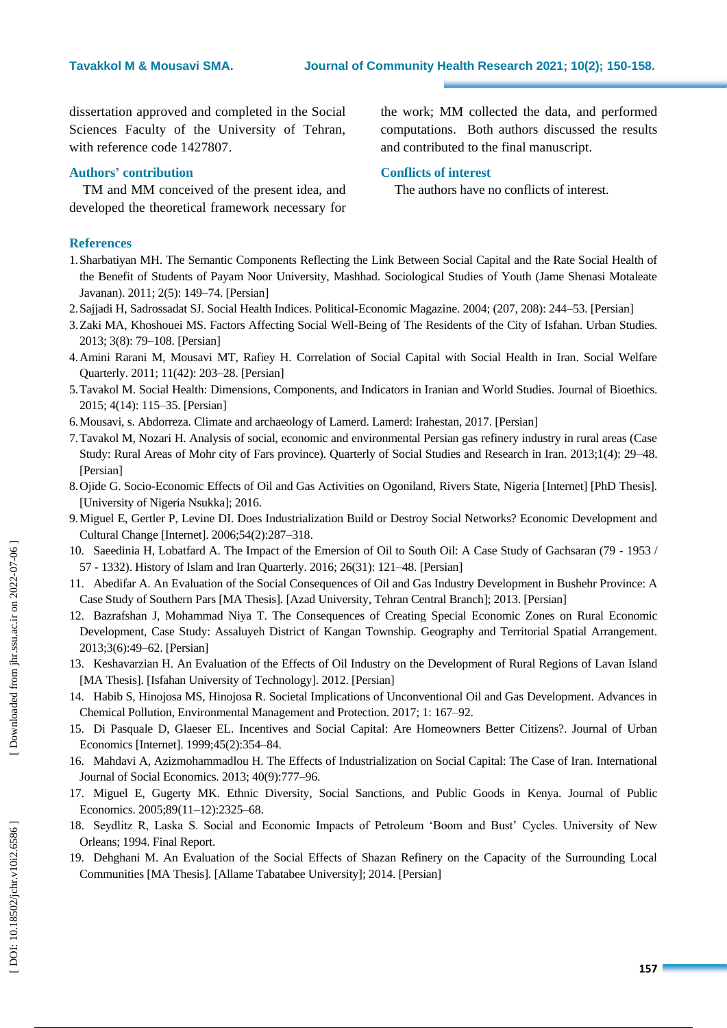dissertation approved and completed in the Social Sciences Faculty of the University of Tehran, with reference code 1427807.

## Authors' contribution

TM and MM conceived of the present idea, and developed the theoretical framework necessary for the work; MM collected the data, and performed computations. Both authors discussed the results and contributed to the final manuscript.

## Conflicts of interest

The authors have no conflicts of interest.

## References

1. Sharbatiyan MH. The Semantic Components Reflecting the Link Between Social Capital and the Rate Social Health of the Benefit of Students of Payam Noor University, Mashhad. Sociological Studies of Youth (Jame Shenasi Motaleate Javanan). 2011; 2(5): 149–74. [Persian]
2. Sajjadi H, Sadrossadat SJ. Social Health Indices. Political-Economic Magazine. 2004; (207, 208): 244–53. [Persian]
3. Zaki MA, Khoshouei MS. Factors Affecting Social Well-Being of The Residents of the City of Isfahan. Urban Studies. 2013; 3(8): 79–108. [Persian]
4. Amini Rarani M, Mousavi MT, Rafiey H. Correlation of Social Capital with Social Health in Iran. Social Welfare Quarterly. 2011; 11(42): 203–28. [Persian]
5. Tavakol M. Social Health: Dimensions, Components, and Indicators in Iranian and World Studies. Journal of Bioethics. 2015; 4(14): 115–35. [Persian]
6. Mousavi, s. Abdorreza. Climate and archaeology of Lamerd. Lamerd: Irahestan, 2017. [Persian]
7. Tavakol M, Nozari H. Analysis of social, economic and environmental Persian gas refinery industry in rural areas (Case Study: Rural Areas of Mohr city of Fars province). Quarterly of Social Studies and Research in Iran. 2013;1(4): 29–48. [Persian]
8. Ojide G. Socio-Economic Effects of Oil and Gas Activities on Ogoniland, Rivers State, Nigeria [Internet] [PhD Thesis]. [University of Nigeria Nsukka]; 2016.
9. Miguel E, Gertler P, Levine DI. Does Industrialization Build or Destroy Social Networks? Economic Development and Cultural Change [Internet]. 2006;54(2):287–318.
10. Saeedinia H, Lobatfard A. The Impact of the Emersion of Oil to South Oil: A Case Study of Gachsaran (79 - 1953 / 57 - 1332). History of Islam and Iran Quarterly. 2016; 26(31): 121–48. [Persian]
11. Abedifar A. An Evaluation of the Social Consequences of Oil and Gas Industry Development in Bushehr Province: A Case Study of Southern Pars [MA Thesis]. [Azad University, Tehran Central Branch]; 2013. [Persian]
12. Bazrafshan J, Mohammad Niya T. The Consequences of Creating Special Economic Zones on Rural Economic Development, Case Study: Assaluyeh District of Kangan Township. Geography and Territorial Spatial Arrangement. 2013;3(6):49–62. [Persian]
13. Keshavarzian H. An Evaluation of the Effects of Oil Industry on the Development of Rural Regions of Lavan Island [MA Thesis]. [Isfahan University of Technology]. 2012. [Persian]
14. Habib S, Hinojosa MS, Hinojosa R. Societal Implications of Unconventional Oil and Gas Development. Advances in Chemical Pollution, Environmental Management and Protection. 2017; 1: 167–92.
15. Di Pasquale D, Glaeser EL. Incentives and Social Capital: Are Homeowners Better Citizens?. Journal of Urban Economics [Internet]. 1999;45(2):354–84.
16. Mahdavi A, Azizmohammadlou H. The Effects of Industrialization on Social Capital: The Case of Iran. International Journal of Social Economics. 2013; 40(9):777–96.
17. Miguel E, Gugerty MK. Ethnic Diversity, Social Sanctions, and Public Goods in Kenya. Journal of Public Economics. 2005;89(11–12):2325–68.
18. Seydlitz R, Laska S. Social and Economic Impacts of Petroleum 'Boom and Bust' Cycles. University of New Orleans; 1994. Final Report.
19. Dehghani M. An Evaluation of the Social Effects of Shazan Refinery on the Capacity of the Surrounding Local Communities [MA Thesis]. [Allame Tabatabee University]; 2014. [Persian]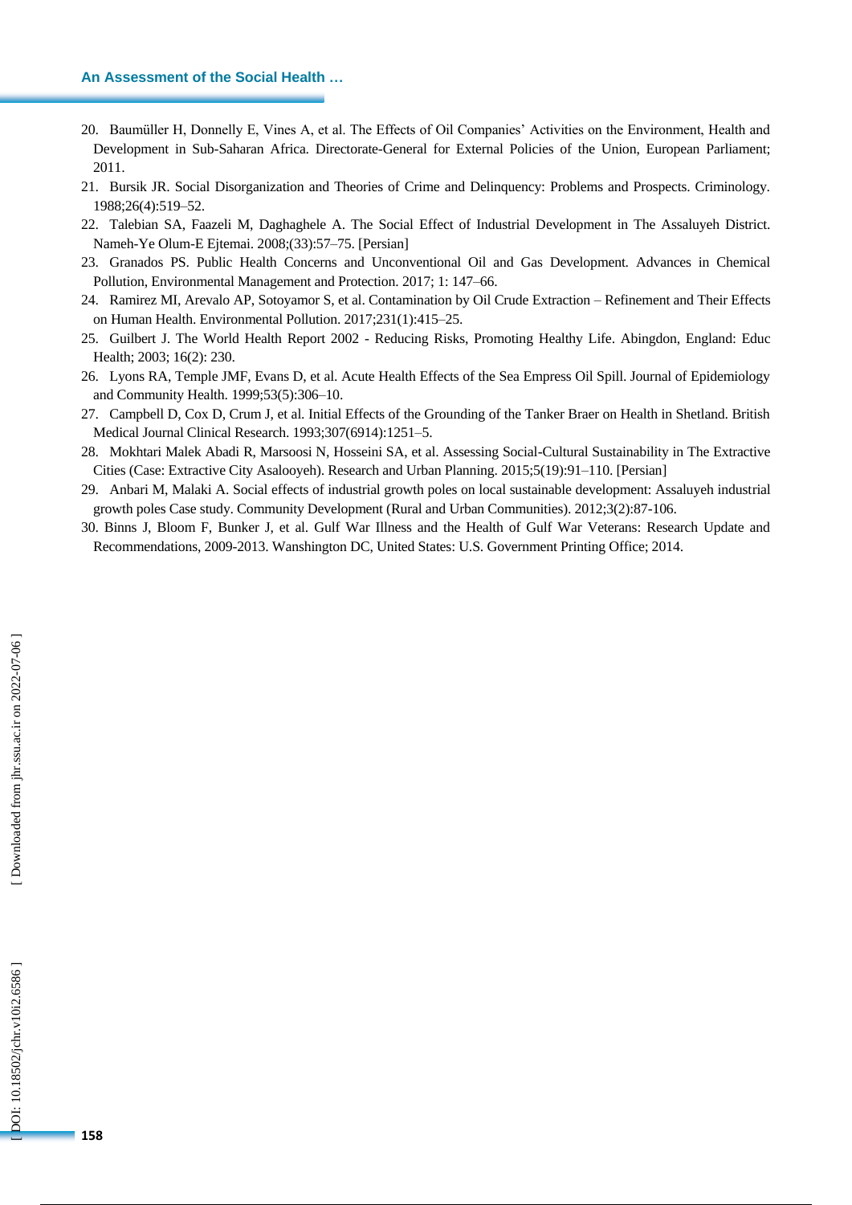20. Baumüller H, Donnelly E, Vines A, et al. The Effects of Oil Companies' Activities on the Environment, Health and Development in Sub-Saharan Africa. Directorate-General for External Policies of the Union, European Parliament; 2011.
21. Bursik JR. Social Disorganization and Theories of Crime and Delinquency: Problems and Prospects. Criminology. 1988;26(4):519–52.
22. Talebian SA, Faazeli M, Daghaghele A. The Social Effect of Industrial Development in The Assaluyeh District. Nameh-Ye Olum-E Ejtemai. 2008;(33):57–75. [Persian]
23. Granados PS. Public Health Concerns and Unconventional Oil and Gas Development. Advances in Chemical Pollution, Environmental Management and Protection. 2017; 1: 147–66.
24. Ramirez MI, Arevalo AP, Sotoyamor S, et al. Contamination by Oil Crude Extraction – Refinement and Their Effects on Human Health. Environmental Pollution. 2017;231(1):415–25.
25. Guilbert J. The World Health Report 2002 - Reducing Risks, Promoting Healthy Life. Abingdon, England: Educ Health; 2003; 16(2): 230.
26. Lyons RA, Temple JMF, Evans D, et al. Acute Health Effects of the Sea Empress Oil Spill. Journal of Epidemiology and Community Health. 1999;53(5):306–10.
27. Campbell D, Cox D, Crum J, et al. Initial Effects of the Grounding of the Tanker Braer on Health in Shetland. British Medical Journal Clinical Research. 1993;307(6914):1251–5.
28. Mokhtari Malek Abadi R, Marsoosi N, Hosseini SA, et al. Assessing Social-Cultural Sustainability in The Extractive Cities (Case: Extractive City Asalooyeh). Research and Urban Planning. 2015;5(19):91–110. [Persian]
29. Anbari M, Malaki A. Social effects of industrial growth poles on local sustainable development: Assaluyeh industrial growth poles Case study. Community Development (Rural and Urban Communities). 2012;3(2):87-106.
30. Binns J, Bloom F, Bunker J, et al. Gulf War Illness and the Health of Gulf War Veterans: Research Update and Recommendations, 2009-2013. Wanshington DC, United States: U.S. Government Printing Office; 2014.